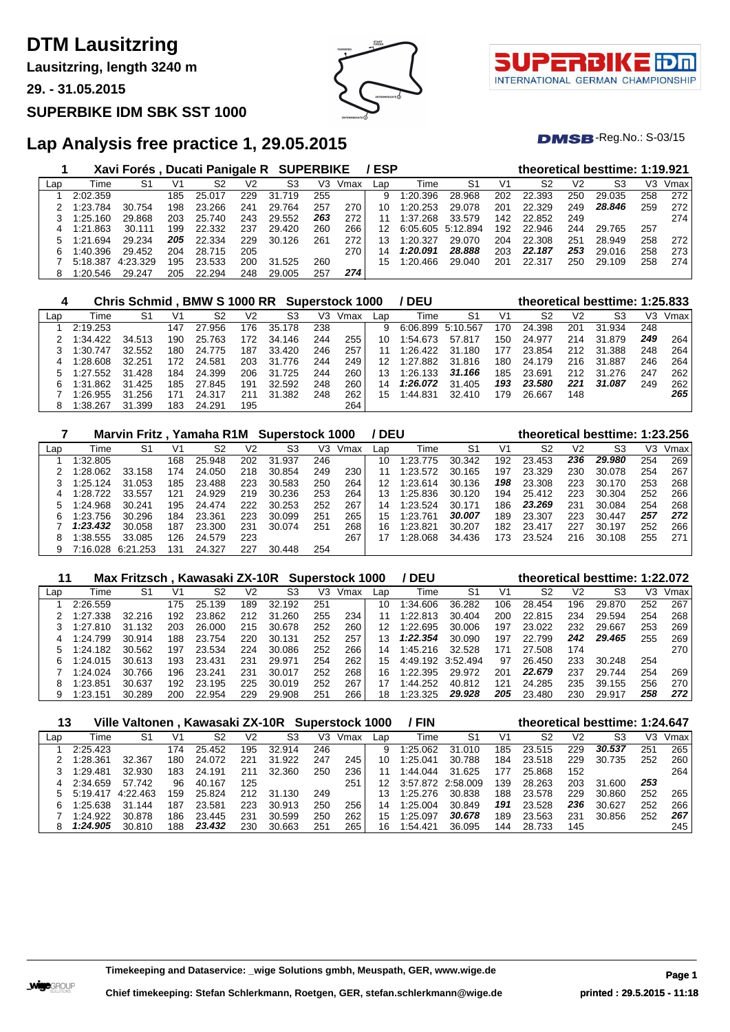# DTM Lausitzring

**Lausitzring, length 3240 m**

**29. - 31.05.2015**

**SUPERBIKE IDM SBK SST 1000**

## Lap Analysis free practice 1, 29.05.2015

DMSB-Reg.No.: S-03/15

### 1 Xavi Forés , Ducati Panigale R SUPERBIKE / ESP — theoretical besttime: 1:19.921

| Lap | Time | S1 | V1 | S2 | V2 | S3 | V3 | Vmax | Lap | Time | S1 | V1 | S2 | V2 | S3 | V3 | Vmax |
|---|---|---|---|---|---|---|---|---|---|---|---|---|---|---|---|---|---|
| 1 | 2:02.359 | | 185 | 25.017 | 229 | 31.719 | 255 | | 9 | 1:20.396 | 28.968 | 202 | 22.393 | 250 | 29.035 | 258 | 272 |
| 2 | 1:23.784 | 30.754 | 198 | 23.266 | 241 | 29.764 | 257 | 270 | 10 | 1:20.253 | 29.078 | 201 | 22.329 | 249 | ***28.846*** | 259 | 272 |
| 3 | 1:25.160 | 29.868 | 203 | 25.740 | 243 | 29.552 | ***263*** | 272 | 11 | 1:37.268 | 33.579 | 142 | 22.852 | 249 | | | 274 |
| 4 | 1:21.863 | 30.111 | 199 | 22.332 | 237 | 29.420 | 260 | 266 | 12 | 6:05.605 | 5:12.894 | 192 | 22.946 | 244 | 29.765 | 257 | |
| 5 | 1:21.694 | 29.234 | ***205*** | 22.334 | 229 | 30.126 | 261 | 272 | 13 | 1:20.327 | 29.070 | 204 | 22.308 | 251 | 28.949 | 258 | 272 |
| 6 | 1:40.396 | 29.452 | 204 | 28.715 | 205 | | | 270 | 14 | ***1:20.091*** | ***28.888*** | 203 | ***22.187*** | ***253*** | 29.016 | 258 | 273 |
| 7 | 5:18.387 | 4:23.329 | 195 | 23.533 | 200 | 31.525 | 260 | | 15 | 1:20.466 | 29.040 | 201 | 22.317 | 250 | 29.109 | 258 | 274 |
| 8 | 1:20.546 | 29.247 | 205 | 22.294 | 248 | 29.005 | 257 | ***274*** | | | | | | | | | |

### 4 Chris Schmid , BMW S 1000 RR Superstock 1000 / DEU — theoretical besttime: 1:25.833

| Lap | Time | S1 | V1 | S2 | V2 | S3 | V3 | Vmax | Lap | Time | S1 | V1 | S2 | V2 | S3 | V3 | Vmax |
|---|---|---|---|---|---|---|---|---|---|---|---|---|---|---|---|---|---|
| 1 | 2:19.253 | | 147 | 27.956 | 176 | 35.178 | 238 | | 9 | 6:06.899 | 5:10.567 | 170 | 24.398 | 201 | 31.934 | 248 | |
| 2 | 1:34.422 | 34.513 | 190 | 25.763 | 172 | 34.146 | 244 | 255 | 10 | 1:54.673 | 57.817 | 150 | 24.977 | 214 | 31.879 | ***249*** | 264 |
| 3 | 1:30.747 | 32.552 | 180 | 24.775 | 187 | 33.420 | 246 | 257 | 11 | 1:26.422 | 31.180 | 177 | 23.854 | 212 | 31.388 | 248 | 264 |
| 4 | 1:28.608 | 32.251 | 172 | 24.581 | 203 | 31.776 | 244 | 249 | 12 | 1:27.882 | 31.816 | 180 | 24.179 | 216 | 31.887 | 246 | 264 |
| 5 | 1:27.552 | 31.428 | 184 | 24.399 | 206 | 31.725 | 244 | 260 | 13 | 1:26.133 | 31.691 | 185 | 23.691 | 212 | 31.276 | 247 | 262 |
| 6 | 1:31.862 | 31.425 | 185 | 27.845 | 191 | 32.592 | 248 | 260 | 14 | ***1:26.072*** | 31.405 | ***193*** | ***23.580*** | ***221*** | ***31.087*** | 249 | 262 |
| 7 | 1:26.955 | 31.256 | 171 | 24.317 | 211 | 31.382 | 248 | 262 | 15 | 1:44.831 | 32.410 | 179 | 26.667 | 148 | | | ***265*** |
| 8 | 1:38.267 | 31.399 | 183 | 24.291 | 195 | | | 264 | | | | | | | | | |

### 7 Marvin Fritz , Yamaha R1M Superstock 1000 / DEU — theoretical besttime: 1:23.256

| Lap | Time | S1 | V1 | S2 | V2 | S3 | V3 | Vmax | Lap | Time | S1 | V1 | S2 | V2 | S3 | V3 | Vmax |
|---|---|---|---|---|---|---|---|---|---|---|---|---|---|---|---|---|---|
| 1 | 1:32.805 | | 168 | 25.948 | 202 | 31.937 | 246 | | 10 | 1:23.775 | 30.342 | 192 | 23.453 | ***236*** | ***29.980*** | 254 | 269 |
| 2 | 1:28.062 | 33.158 | 174 | 24.050 | 218 | 30.854 | 249 | 230 | 11 | 1:23.572 | 30.165 | 197 | 23.329 | 230 | 30.078 | 254 | 267 |
| 3 | 1:25.124 | 31.053 | 185 | 23.488 | 223 | 30.583 | 250 | 264 | 12 | 1:23.614 | 30.136 | ***198*** | 23.308 | 223 | 30.170 | 253 | 268 |
| 4 | 1:28.722 | 33.557 | 121 | 24.929 | 219 | 30.236 | 253 | 264 | 13 | 1:25.836 | 30.120 | 194 | 25.412 | 223 | 30.304 | 252 | 266 |
| 5 | 1:24.968 | 30.241 | 195 | 24.474 | 222 | 30.253 | 252 | 267 | 14 | 1:23.524 | 30.171 | 186 | ***23.269*** | 231 | 30.084 | 254 | 268 |
| 6 | 1:23.756 | 30.296 | 184 | 23.361 | 223 | 30.099 | 251 | 265 | 15 | 1:23.761 | ***30.007*** | 189 | 23.307 | 223 | 30.447 | ***257*** | ***272*** |
| 7 | ***1:23.432*** | 30.058 | 187 | 23.300 | 231 | 30.074 | 251 | 268 | 16 | 1:23.821 | 30.207 | 182 | 23.417 | 227 | 30.197 | 252 | 266 |
| 8 | 1:38.555 | 33.085 | 126 | 24.579 | 223 | | | 267 | 17 | 1:28.068 | 34.436 | 173 | 23.524 | 216 | 30.108 | 255 | 271 |
| 9 | 7:16.028 | 6:21.253 | 131 | 24.327 | 227 | 30.448 | 254 | | | | | | | | | | |

### 11 Max Fritzsch , Kawasaki ZX-10R Superstock 1000 / DEU — theoretical besttime: 1:22.072

| Lap | Time | S1 | V1 | S2 | V2 | S3 | V3 | Vmax | Lap | Time | S1 | V1 | S2 | V2 | S3 | V3 | Vmax |
|---|---|---|---|---|---|---|---|---|---|---|---|---|---|---|---|---|---|
| 1 | 2:26.559 | | 175 | 25.139 | 189 | 32.192 | 251 | | 10 | 1:34.606 | 36.282 | 106 | 28.454 | 196 | 29.870 | 252 | 267 |
| 2 | 1:27.338 | 32.216 | 192 | 23.862 | 212 | 31.260 | 255 | 234 | 11 | 1:22.813 | 30.404 | 200 | 22.815 | 234 | 29.594 | 254 | 268 |
| 3 | 1:27.810 | 31.132 | 203 | 26.000 | 215 | 30.678 | 252 | 260 | 12 | 1:22.695 | 30.006 | 197 | 23.022 | 232 | 29.667 | 253 | 269 |
| 4 | 1:24.799 | 30.914 | 188 | 23.754 | 220 | 30.131 | 252 | 257 | 13 | ***1:22.354*** | 30.090 | 197 | 22.799 | ***242*** | ***29.465*** | 255 | 269 |
| 5 | 1:24.182 | 30.562 | 197 | 23.534 | 224 | 30.086 | 252 | 266 | 14 | 1:45.216 | 32.528 | 171 | 27.508 | 174 | | | 270 |
| 6 | 1:24.015 | 30.613 | 193 | 23.431 | 231 | 29.971 | 254 | 262 | 15 | 4:49.192 | 3:52.494 | 97 | 26.450 | 233 | 30.248 | 254 | |
| 7 | 1:24.024 | 30.766 | 196 | 23.241 | 231 | 30.017 | 252 | 268 | 16 | 1:22.395 | 29.972 | 201 | ***22.679*** | 237 | 29.744 | 254 | 269 |
| 8 | 1:23.851 | 30.637 | 192 | 23.195 | 225 | 30.019 | 252 | 267 | 17 | 1:44.252 | 40.812 | 121 | 24.285 | 235 | 39.155 | 256 | 270 |
| 9 | 1:23.151 | 30.289 | 200 | 22.954 | 229 | 29.908 | 251 | 266 | 18 | 1:23.325 | ***29.928*** | ***205*** | 23.480 | 230 | 29.917 | ***258*** | ***272*** |

### 13 Ville Valtonen , Kawasaki ZX-10R Superstock 1000 / FIN — theoretical besttime: 1:24.647

| Lap | Time | S1 | V1 | S2 | V2 | S3 | V3 | Vmax | Lap | Time | S1 | V1 | S2 | V2 | S3 | V3 | Vmax |
|---|---|---|---|---|---|---|---|---|---|---|---|---|---|---|---|---|---|
| 1 | 2:25.423 | | 174 | 25.452 | 195 | 32.914 | 246 | | 9 | 1:25.062 | 31.010 | 185 | 23.515 | 229 | ***30.537*** | 251 | 265 |
| 2 | 1:28.361 | 32.367 | 180 | 24.072 | 221 | 31.922 | 247 | 245 | 10 | 1:25.041 | 30.788 | 184 | 23.518 | 229 | 30.735 | 252 | 260 |
| 3 | 1:29.481 | 32.930 | 183 | 24.191 | 211 | 32.360 | 250 | 236 | 11 | 1:44.044 | 31.625 | 177 | 25.868 | 152 | | | 264 |
| 4 | 2:34.659 | 57.742 | 96 | 40.167 | 125 | | | 251 | 12 | 3:57.872 | 2:58.009 | 139 | 28.263 | 203 | 31.600 | ***253*** | |
| 5 | 5:19.417 | 4:22.463 | 159 | 25.824 | 212 | 31.130 | 249 | | 13 | 1:25.276 | 30.838 | 188 | 23.578 | 229 | 30.860 | 252 | 265 |
| 6 | 1:25.638 | 31.144 | 187 | 23.581 | 223 | 30.913 | 250 | 256 | 14 | 1:25.004 | 30.849 | ***191*** | 23.528 | ***236*** | 30.627 | 252 | 266 |
| 7 | 1:24.922 | 30.878 | 186 | 23.445 | 231 | 30.599 | 250 | 262 | 15 | 1:25.097 | ***30.678*** | 189 | 23.563 | 231 | 30.856 | 252 | ***267*** |
| 8 | ***1:24.905*** | 30.810 | 188 | ***23.432*** | 230 | 30.663 | 251 | 265 | 16 | 1:54.421 | 36.095 | 144 | 28.733 | 145 | | | 245 |

**Timekeeping and Dataservice: _wige Solutions gmbh, Meuspath, GER, www.wige.de**

**Chief timekeeping: Stefan Schlerkmann, Roetgen, GER, stefan.schlerkmann@wige.de**

**printed : 29.5.2015 - 11:18**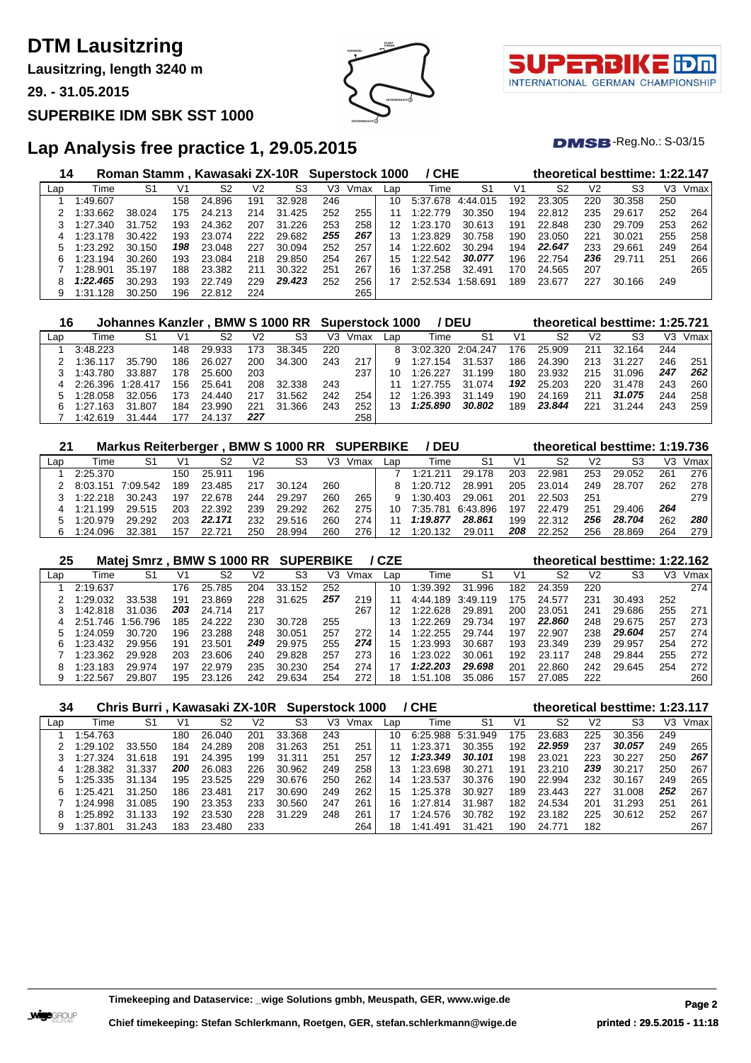# DTM Lausitzring

**Lausitzring, length 3240 m**

**29. - 31.05.2015**

**SUPERBIKE IDM SBK SST 1000**

## Lap Analysis free practice 1, 29.05.2015

DMSB-Reg.No.: S-03/15

### 14 Roman Stamm , Kawasaki ZX-10R Superstock 1000 / CHE — theoretical besttime: 1:22.147

| Lap | Time | S1 | V1 | S2 | V2 | S3 | V3 | Vmax | Lap | Time | S1 | V1 | S2 | V2 | S3 | V3 | Vmax |
|---|---|---|---|---|---|---|---|---|---|---|---|---|---|---|---|---|---|
| 1 | 1:49.607 | | 158 | 24.896 | 191 | 32.928 | 246 | | 10 | 5:37.678 | 4:44.015 | 192 | 23.305 | 220 | 30.358 | 250 | |
| 2 | 1:33.662 | 38.024 | 175 | 24.213 | 214 | 31.425 | 252 | 255 | 11 | 1:22.779 | 30.350 | 194 | 22.812 | 235 | 29.617 | 252 | 264 |
| 3 | 1:27.340 | 31.752 | 193 | 24.362 | 207 | 31.226 | 253 | 258 | 12 | 1:23.170 | 30.613 | 191 | 22.848 | 230 | 29.709 | 253 | 262 |
| 4 | 1:23.178 | 30.422 | 193 | 23.074 | 222 | 29.682 | **255** | **267** | 13 | 1:23.829 | 30.758 | 190 | 23.050 | 221 | 30.021 | 255 | 258 |
| 5 | 1:23.292 | 30.150 | **198** | 23.048 | 227 | 30.094 | 252 | 257 | 14 | 1:22.602 | 30.294 | 194 | **22.647** | 233 | 29.661 | 249 | 264 |
| 6 | 1:23.194 | 30.260 | 193 | 23.084 | 218 | 29.850 | 254 | 267 | 15 | 1:22.542 | **30.077** | 196 | 22.754 | **236** | 29.711 | 251 | 266 |
| 7 | 1:28.901 | 35.197 | 188 | 23.382 | 211 | 30.322 | 251 | 267 | 16 | 1:37.258 | 32.491 | 170 | 24.565 | 207 | | | 265 |
| 8 | **1:22.465** | 30.293 | 193 | 22.749 | 229 | **29.423** | 252 | 256 | 17 | 2:52.534 | 1:58.691 | 189 | 23.677 | 227 | 30.166 | 249 | |
| 9 | 1:31.128 | 30.250 | 196 | 22.812 | 224 | | | 265 | | | | | | | | | |

### 16 Johannes Kanzler , BMW S 1000 RR Superstock 1000 / DEU — theoretical besttime: 1:25.721

| Lap | Time | S1 | V1 | S2 | V2 | S3 | V3 | Vmax | Lap | Time | S1 | V1 | S2 | V2 | S3 | V3 | Vmax |
|---|---|---|---|---|---|---|---|---|---|---|---|---|---|---|---|---|---|
| 1 | 3:48.223 | | 148 | 29.933 | 173 | 38.345 | 220 | | 8 | 3:02.320 | 2:04.247 | 176 | 25.909 | 211 | 32.164 | 244 | |
| 2 | 1:36.117 | 35.790 | 186 | 26.027 | 200 | 34.300 | 243 | 217 | 9 | 1:27.154 | 31.537 | 186 | 24.390 | 213 | 31.227 | 246 | 251 |
| 3 | 1:43.780 | 33.887 | 178 | 25.600 | 203 | | | 237 | 10 | 1:26.227 | 31.199 | 180 | 23.932 | 215 | 31.096 | **247** | **262** |
| 4 | 2:26.396 | 1:28.417 | 156 | 25.641 | 208 | 32.338 | 243 | | 11 | 1:27.755 | 31.074 | **192** | 25.203 | 220 | 31.478 | 243 | 260 |
| 5 | 1:28.058 | 32.056 | 173 | 24.440 | 217 | 31.562 | 242 | 254 | 12 | 1:26.393 | 31.149 | 190 | 24.169 | 211 | **31.075** | 244 | 258 |
| 6 | 1:27.163 | 31.807 | 184 | 23.990 | 221 | 31.366 | 243 | 252 | 13 | **1:25.890** | **30.802** | 189 | **23.844** | 221 | 31.244 | 243 | 259 |
| 7 | 1:42.619 | 31.444 | 177 | 24.137 | **227** | | | 258 | | | | | | | | | |

### 21 Markus Reiterberger , BMW S 1000 RR SUPERBIKE / DEU — theoretical besttime: 1:19.736

| Lap | Time | S1 | V1 | S2 | V2 | S3 | V3 | Vmax | Lap | Time | S1 | V1 | S2 | V2 | S3 | V3 | Vmax |
|---|---|---|---|---|---|---|---|---|---|---|---|---|---|---|---|---|---|
| 1 | 2:25.370 | | 150 | 25.911 | 196 | | | | 7 | 1:21.211 | 29.178 | 203 | 22.981 | 253 | 29.052 | 261 | 276 |
| 2 | 8:03.151 | 7:09.542 | 189 | 23.485 | 217 | 30.124 | 260 | | 8 | 1:20.712 | 28.991 | 205 | 23.014 | 249 | 28.707 | 262 | 278 |
| 3 | 1:22.218 | 30.243 | 197 | 22.678 | 244 | 29.297 | 260 | 265 | 9 | 1:30.403 | 29.061 | 201 | 22.503 | 251 | | | 279 |
| 4 | 1:21.199 | 29.515 | 203 | 22.392 | 239 | 29.292 | 262 | 275 | 10 | 7:35.781 | 6:43.896 | 197 | 22.479 | 251 | 29.406 | **264** | |
| 5 | 1:20.979 | 29.292 | 203 | **22.171** | 232 | 29.516 | 260 | 274 | 11 | **1:19.877** | **28.861** | 199 | 22.312 | **256** | **28.704** | 262 | **280** |
| 6 | 1:24.096 | 32.381 | 157 | 22.721 | 250 | 28.994 | 260 | 276 | 12 | 1:20.132 | 29.011 | **208** | 22.252 | 256 | 28.869 | 264 | 279 |

### 25 Matej Smrz , BMW S 1000 RR SUPERBIKE / CZE — theoretical besttime: 1:22.162

| Lap | Time | S1 | V1 | S2 | V2 | S3 | V3 | Vmax | Lap | Time | S1 | V1 | S2 | V2 | S3 | V3 | Vmax |
|---|---|---|---|---|---|---|---|---|---|---|---|---|---|---|---|---|---|
| 1 | 2:19.637 | | 176 | 25.785 | 204 | 33.152 | 252 | | 10 | 1:39.392 | 31.996 | 182 | 24.359 | 220 | | | 274 |
| 2 | 1:29.032 | 33.538 | 191 | 23.869 | 228 | 31.625 | **257** | 219 | 11 | 4:44.189 | 3:49.119 | 175 | 24.577 | 231 | 30.493 | 252 | |
| 3 | 1:42.818 | 31.036 | **203** | 24.714 | 217 | | | 267 | 12 | 1:22.628 | 29.891 | 200 | 23.051 | 241 | 29.686 | 255 | 271 |
| 4 | 2:51.746 | 1:56.796 | 185 | 24.222 | 230 | 30.728 | 255 | | 13 | 1:22.269 | 29.734 | 197 | **22.860** | 248 | 29.675 | 257 | 273 |
| 5 | 1:24.059 | 30.720 | 196 | 23.288 | 248 | 30.051 | 257 | 272 | 14 | 1:22.255 | 29.744 | 197 | 22.907 | 238 | **29.604** | 257 | 274 |
| 6 | 1:23.432 | 29.956 | 191 | 23.501 | **249** | 29.975 | 255 | **274** | 15 | 1:23.993 | 30.687 | 193 | 23.349 | 239 | 29.957 | 254 | 272 |
| 7 | 1:23.362 | 29.928 | 203 | 23.606 | 240 | 29.828 | 257 | 273 | 16 | 1:23.022 | 30.061 | 192 | 23.117 | 248 | 29.844 | 255 | 272 |
| 8 | 1:23.183 | 29.974 | 197 | 22.979 | 235 | 30.230 | 254 | 274 | 17 | **1:22.203** | **29.698** | 201 | 22.860 | 242 | 29.645 | 254 | 272 |
| 9 | 1:22.567 | 29.807 | 195 | 23.126 | 242 | 29.634 | 254 | 272 | 18 | 1:51.108 | 35.086 | 157 | 27.085 | 222 | | | 260 |

### 34 Chris Burri , Kawasaki ZX-10R Superstock 1000 / CHE — theoretical besttime: 1:23.117

| Lap | Time | S1 | V1 | S2 | V2 | S3 | V3 | Vmax | Lap | Time | S1 | V1 | S2 | V2 | S3 | V3 | Vmax |
|---|---|---|---|---|---|---|---|---|---|---|---|---|---|---|---|---|---|
| 1 | 1:54.763 | | 180 | 26.040 | 201 | 33.368 | 243 | | 10 | 6:25.988 | 5:31.949 | 175 | 23.683 | 225 | 30.356 | 249 | |
| 2 | 1:29.102 | 33.550 | 184 | 24.289 | 208 | 31.263 | 251 | 251 | 11 | 1:23.371 | 30.355 | 192 | **22.959** | 237 | **30.057** | 249 | 265 |
| 3 | 1:27.324 | 31.618 | 191 | 24.395 | 199 | 31.311 | 251 | 257 | 12 | **1:23.349** | **30.101** | 198 | 23.021 | 223 | 30.227 | 250 | **267** |
| 4 | 1:28.382 | 31.337 | **200** | 26.083 | 226 | 30.962 | 249 | 258 | 13 | 1:23.698 | 30.271 | 191 | 23.210 | **239** | 30.217 | 250 | 267 |
| 5 | 1:25.335 | 31.134 | 195 | 23.525 | 229 | 30.676 | 250 | 262 | 14 | 1:23.537 | 30.376 | 190 | 22.994 | 232 | 30.167 | 249 | 265 |
| 6 | 1:25.421 | 31.250 | 186 | 23.481 | 217 | 30.690 | 249 | 262 | 15 | 1:25.378 | 30.927 | 189 | 23.443 | 227 | 31.008 | **252** | 267 |
| 7 | 1:24.998 | 31.085 | 190 | 23.353 | 233 | 30.560 | 247 | 261 | 16 | 1:27.814 | 31.987 | 182 | 24.534 | 201 | 31.293 | 251 | 261 |
| 8 | 1:25.892 | 31.133 | 192 | 23.530 | 228 | 31.229 | 248 | 261 | 17 | 1:24.576 | 30.782 | 192 | 23.182 | 225 | 30.612 | 252 | 267 |
| 9 | 1:37.801 | 31.243 | 183 | 23.480 | 233 | | | 264 | 18 | 1:41.491 | 31.421 | 190 | 24.771 | 182 | | | 267 |

**Timekeeping and Dataservice: _wige Solutions gmbh, Meuspath, GER, www.wige.de**

**Chief timekeeping: Stefan Schlerkmann, Roetgen, GER, stefan.schlerkmann@wige.de**

**printed : 29.5.2015 - 11:18**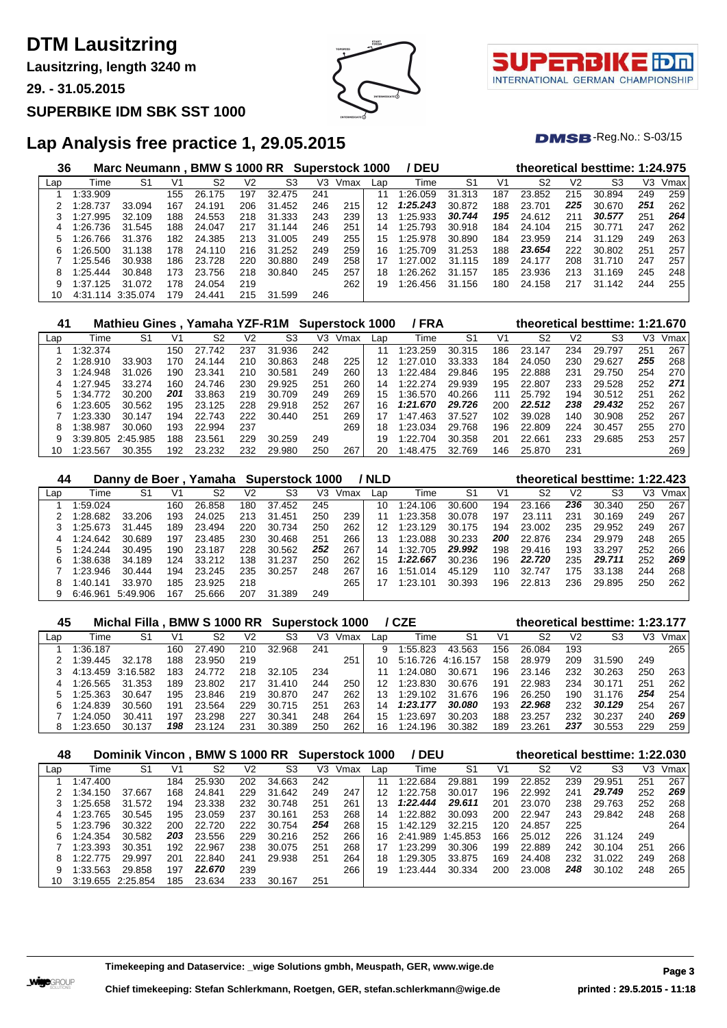# DTM Lausitzring

**Lausitzring, length 3240 m**

**29. - 31.05.2015**

**SUPERBIKE IDM SBK SST 1000**

## Lap Analysis free practice 1, 29.05.2015

DMSB-Reg.No.: S-03/15

### 36 Marc Neumann , BMW S 1000 RR Superstock 1000 / DEU — theoretical besttime: 1:24.975

| Lap | Time | S1 | V1 | S2 | V2 | S3 | V3 | Vmax | Lap | Time | S1 | V1 | S2 | V2 | S3 | V3 | Vmax |
|---|---|---|---|---|---|---|---|---|---|---|---|---|---|---|---|---|---|
| 1 | 1:33.909 | | 155 | 26.175 | 197 | 32.475 | 241 | | 11 | 1:26.059 | 31.313 | 187 | 23.852 | 215 | 30.894 | 249 | 259 |
| 2 | 1:28.737 | 33.094 | 167 | 24.191 | 206 | 31.452 | 246 | 215 | 12 | ***1:25.243*** | 30.872 | 188 | 23.701 | ***225*** | 30.670 | ***251*** | 262 |
| 3 | 1:27.995 | 32.109 | 188 | 24.553 | 218 | 31.333 | 243 | 239 | 13 | 1:25.933 | ***30.744*** | ***195*** | 24.612 | 211 | ***30.577*** | 251 | ***264*** |
| 4 | 1:26.736 | 31.545 | 188 | 24.047 | 217 | 31.144 | 246 | 251 | 14 | 1:25.793 | 30.918 | 184 | 24.104 | 215 | 30.771 | 247 | 262 |
| 5 | 1:26.766 | 31.376 | 182 | 24.385 | 213 | 31.005 | 249 | 255 | 15 | 1:25.978 | 30.890 | 184 | 23.959 | 214 | 31.129 | 249 | 263 |
| 6 | 1:26.500 | 31.138 | 178 | 24.110 | 216 | 31.252 | 249 | 259 | 16 | 1:25.709 | 31.253 | 188 | ***23.654*** | 222 | 30.802 | 251 | 257 |
| 7 | 1:25.546 | 30.938 | 186 | 23.728 | 220 | 30.880 | 249 | 258 | 17 | 1:27.002 | 31.115 | 189 | 24.177 | 208 | 31.710 | 247 | 257 |
| 8 | 1:25.444 | 30.848 | 173 | 23.756 | 218 | 30.840 | 245 | 257 | 18 | 1:26.262 | 31.157 | 185 | 23.936 | 213 | 31.169 | 245 | 248 |
| 9 | 1:37.125 | 31.072 | 178 | 24.054 | 219 | | | 262 | 19 | 1:26.456 | 31.156 | 180 | 24.158 | 217 | 31.142 | 244 | 255 |
| 10 | 4:31.114 | 3:35.074 | 179 | 24.441 | 215 | 31.599 | 246 | | | | | | | | | | |

### 41 Mathieu Gines , Yamaha YZF-R1M Superstock 1000 / FRA — theoretical besttime: 1:21.670

| Lap | Time | S1 | V1 | S2 | V2 | S3 | V3 | Vmax | Lap | Time | S1 | V1 | S2 | V2 | S3 | V3 | Vmax |
|---|---|---|---|---|---|---|---|---|---|---|---|---|---|---|---|---|---|
| 1 | 1:32.374 | | 150 | 27.742 | 237 | 31.936 | 242 | | 11 | 1:23.259 | 30.315 | 186 | 23.147 | 234 | 29.797 | 251 | 267 |
| 2 | 1:28.910 | 33.903 | 170 | 24.144 | 210 | 30.863 | 248 | 225 | 12 | 1:27.010 | 33.333 | 184 | 24.050 | 230 | 29.627 | ***255*** | 268 |
| 3 | 1:24.948 | 31.026 | 190 | 23.341 | 210 | 30.581 | 249 | 260 | 13 | 1:22.484 | 29.846 | 195 | 22.888 | 231 | 29.750 | 254 | 270 |
| 4 | 1:27.945 | 33.274 | 160 | 24.746 | 230 | 29.925 | 251 | 260 | 14 | 1:22.274 | 29.939 | 195 | 22.807 | 233 | 29.528 | 252 | ***271*** |
| 5 | 1:34.772 | 30.200 | ***201*** | 33.863 | 219 | 30.709 | 249 | 269 | 15 | 1:36.570 | 40.266 | 111 | 25.792 | 194 | 30.512 | 251 | 262 |
| 6 | 1:23.605 | 30.562 | 195 | 23.125 | 228 | 29.918 | 252 | 267 | 16 | ***1:21.670*** | ***29.726*** | 200 | ***22.512*** | ***238*** | ***29.432*** | 252 | 267 |
| 7 | 1:23.330 | 30.147 | 194 | 22.743 | 222 | 30.440 | 251 | 269 | 17 | 1:47.463 | 37.527 | 102 | 39.028 | 140 | 30.908 | 252 | 267 |
| 8 | 1:38.987 | 30.060 | 193 | 22.994 | 237 | | | 269 | 18 | 1:23.034 | 29.768 | 196 | 22.809 | 224 | 30.457 | 255 | 270 |
| 9 | 3:39.805 | 2:45.985 | 188 | 23.561 | 229 | 30.259 | 249 | | 19 | 1:22.704 | 30.358 | 201 | 22.661 | 233 | 29.685 | 253 | 257 |
| 10 | 1:23.567 | 30.355 | 192 | 23.232 | 232 | 29.980 | 250 | 267 | 20 | 1:48.475 | 32.769 | 146 | 25.870 | 231 | | | 269 |

### 44 Danny de Boer , Yamaha Superstock 1000 / NLD — theoretical besttime: 1:22.423

| Lap | Time | S1 | V1 | S2 | V2 | S3 | V3 | Vmax | Lap | Time | S1 | V1 | S2 | V2 | S3 | V3 | Vmax |
|---|---|---|---|---|---|---|---|---|---|---|---|---|---|---|---|---|---|
| 1 | 1:59.024 | | 160 | 26.858 | 180 | 37.452 | 245 | | 10 | 1:24.106 | 30.600 | 194 | 23.166 | ***236*** | 30.340 | 250 | 267 |
| 2 | 1:28.682 | 33.206 | 193 | 24.025 | 213 | 31.451 | 250 | 239 | 11 | 1:23.358 | 30.078 | 197 | 23.111 | 231 | 30.169 | 249 | 267 |
| 3 | 1:25.673 | 31.445 | 189 | 23.494 | 220 | 30.734 | 250 | 262 | 12 | 1:23.129 | 30.175 | 194 | 23.002 | 235 | 29.952 | 249 | 267 |
| 4 | 1:24.642 | 30.689 | 197 | 23.485 | 230 | 30.468 | 251 | 266 | 13 | 1:23.088 | 30.233 | ***200*** | 22.876 | 233 | 29.979 | 248 | 265 |
| 5 | 1:24.244 | 30.495 | 190 | 23.187 | 228 | 30.562 | ***252*** | 267 | 14 | 1:32.705 | ***29.992*** | 198 | 29.416 | 193 | 33.297 | 252 | 266 |
| 6 | 1:38.638 | 34.189 | 124 | 33.212 | 138 | 31.237 | 250 | 262 | 15 | ***1:22.667*** | 30.236 | 196 | ***22.720*** | 235 | ***29.711*** | 252 | ***269*** |
| 7 | 1:23.946 | 30.444 | 194 | 23.245 | 235 | 30.257 | 248 | 267 | 16 | 1:51.014 | 45.129 | 110 | 32.747 | 175 | 33.138 | 244 | 268 |
| 8 | 1:40.141 | 33.970 | 185 | 23.925 | 218 | | | 265 | 17 | 1:23.101 | 30.393 | 196 | 22.813 | 236 | 29.895 | 250 | 262 |
| 9 | 6:46.961 | 5:49.906 | 167 | 25.666 | 207 | 31.389 | 249 | | | | | | | | | | |

### 45 Michal Filla , BMW S 1000 RR Superstock 1000 / CZE — theoretical besttime: 1:23.177

| Lap | Time | S1 | V1 | S2 | V2 | S3 | V3 | Vmax | Lap | Time | S1 | V1 | S2 | V2 | S3 | V3 | Vmax |
|---|---|---|---|---|---|---|---|---|---|---|---|---|---|---|---|---|---|
| 1 | 1:36.187 | | 160 | 27.490 | 210 | 32.968 | 241 | | 9 | 1:55.823 | 43.563 | 156 | 26.084 | 193 | | | 265 |
| 2 | 1:39.445 | 32.178 | 188 | 23.950 | 219 | | | 251 | 10 | 5:16.726 | 4:16.157 | 158 | 28.979 | 209 | 31.590 | 249 | |
| 3 | 4:13.459 | 3:16.582 | 183 | 24.772 | 218 | 32.105 | 234 | | 11 | 1:24.080 | 30.671 | 196 | 23.146 | 232 | 30.263 | 250 | 263 |
| 4 | 1:26.565 | 31.353 | 189 | 23.802 | 217 | 31.410 | 244 | 250 | 12 | 1:23.830 | 30.676 | 191 | 22.983 | 234 | 30.171 | 251 | 262 |
| 5 | 1:25.363 | 30.647 | 195 | 23.846 | 219 | 30.870 | 247 | 262 | 13 | 1:29.102 | 31.676 | 196 | 26.250 | 190 | 31.176 | ***254*** | 254 |
| 6 | 1:24.839 | 30.560 | 191 | 23.564 | 229 | 30.715 | 251 | 263 | 14 | ***1:23.177*** | ***30.080*** | 193 | ***22.968*** | 232 | ***30.129*** | 254 | 267 |
| 7 | 1:24.050 | 30.411 | 197 | 23.298 | 227 | 30.341 | 248 | 264 | 15 | 1:23.698 | 30.203 | 188 | 23.257 | 232 | 30.237 | 240 | ***269*** |
| 8 | 1:23.650 | 30.137 | ***198*** | 23.124 | 231 | 30.389 | 250 | 262 | 16 | 1:24.196 | 30.382 | 189 | 23.261 | ***237*** | 30.553 | 229 | 259 |

### 48 Dominik Vincon , BMW S 1000 RR Superstock 1000 / DEU — theoretical besttime: 1:22.030

| Lap | Time | S1 | V1 | S2 | V2 | S3 | V3 | Vmax | Lap | Time | S1 | V1 | S2 | V2 | S3 | V3 | Vmax |
|---|---|---|---|---|---|---|---|---|---|---|---|---|---|---|---|---|---|
| 1 | 1:47.400 | | 184 | 25.930 | 202 | 34.663 | 242 | | 11 | 1:22.684 | 29.881 | 199 | 22.852 | 239 | 29.951 | 251 | 267 |
| 2 | 1:34.150 | 37.667 | 168 | 24.841 | 229 | 31.642 | 249 | 247 | 12 | 1:22.758 | 30.017 | 196 | 22.992 | 241 | ***29.749*** | 252 | ***269*** |
| 3 | 1:25.658 | 31.572 | 194 | 23.338 | 232 | 30.748 | 251 | 261 | 13 | ***1:22.444*** | ***29.611*** | 201 | 23.070 | 238 | 29.763 | 252 | 268 |
| 4 | 1:23.765 | 30.545 | 195 | 23.059 | 237 | 30.161 | 253 | 268 | 14 | 1:22.882 | 30.093 | 200 | 22.947 | 243 | 29.842 | 248 | 268 |
| 5 | 1:23.796 | 30.322 | 200 | 22.720 | 222 | 30.754 | ***254*** | 268 | 15 | 1:42.129 | 32.215 | 120 | 24.857 | 225 | | | 264 |
| 6 | 1:24.354 | 30.582 | ***203*** | 23.556 | 229 | 30.216 | 252 | 266 | 16 | 2:41.989 | 1:45.853 | 166 | 25.012 | 226 | 31.124 | 249 | |
| 7 | 1:23.393 | 30.351 | 192 | 22.967 | 238 | 30.075 | 251 | 268 | 17 | 1:23.299 | 30.306 | 199 | 22.889 | 242 | 30.104 | 251 | 266 |
| 8 | 1:22.775 | 29.997 | 201 | 22.840 | 241 | 29.938 | 251 | 264 | 18 | 1:29.305 | 33.875 | 169 | 24.408 | 232 | 31.022 | 249 | 268 |
| 9 | 1:33.563 | 29.858 | 197 | ***22.670*** | 239 | | | 266 | 19 | 1:23.444 | 30.334 | 200 | 23.008 | ***248*** | 30.102 | 248 | 265 |
| 10 | 3:19.655 | 2:25.854 | 185 | 23.634 | 233 | 30.167 | 251 | | | | | | | | | | |

**Timekeeping and Dataservice: _wige Solutions gmbh, Meuspath, GER, www.wige.de**

**Chief timekeeping: Stefan Schlerkmann, Roetgen, GER, stefan.schlerkmann@wige.de**

**printed : 29.5.2015 - 11:18**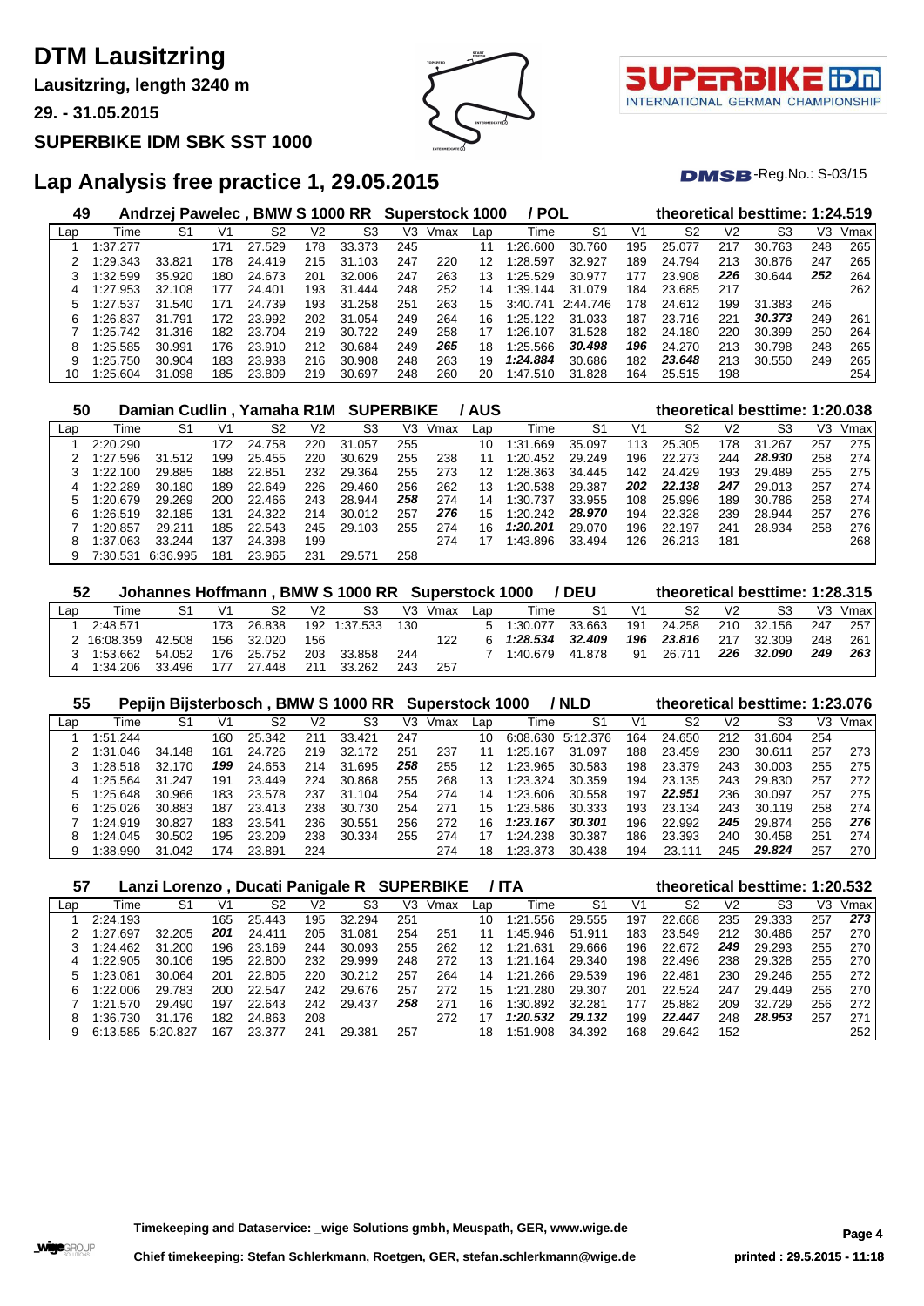# DTM Lausitzring

**Lausitzring, length 3240 m**

**29. - 31.05.2015**

**SUPERBIKE IDM SBK SST 1000**

## Lap Analysis free practice 1, 29.05.2015

DMSB-Reg.No.: S-03/15

### 49 Andrzej Pawelec , BMW S 1000 RR Superstock 1000 / POL — theoretical besttime: 1:24.519

| Lap | Time | S1 | V1 | S2 | V2 | S3 | V3 | Vmax | Lap | Time | S1 | V1 | S2 | V2 | S3 | V3 | Vmax |
|---|---|---|---|---|---|---|---|---|---|---|---|---|---|---|---|---|---|
| 1 | 1:37.277 | | 171 | 27.529 | 178 | 33.373 | 245 | | 11 | 1:26.600 | 30.760 | 195 | 25.077 | 217 | 30.763 | 248 | 265 |
| 2 | 1:29.343 | 33.821 | 178 | 24.419 | 215 | 31.103 | 247 | 220 | 12 | 1:28.597 | 32.927 | 189 | 24.794 | 213 | 30.876 | 247 | 265 |
| 3 | 1:32.599 | 35.920 | 180 | 24.673 | 201 | 32.006 | 247 | 263 | 13 | 1:25.529 | 30.977 | 177 | 23.908 | **226** | 30.644 | **252** | 264 |
| 4 | 1:27.953 | 32.108 | 177 | 24.401 | 193 | 31.444 | 248 | 252 | 14 | 1:39.144 | 31.079 | 184 | 23.685 | 217 | | | 262 |
| 5 | 1:27.537 | 31.540 | 171 | 24.739 | 193 | 31.258 | 251 | 263 | 15 | 3:40.741 | 2:44.746 | 178 | 24.612 | 199 | 31.383 | 246 | |
| 6 | 1:26.837 | 31.791 | 172 | 23.992 | 202 | 31.054 | 249 | 264 | 16 | 1:25.122 | 31.033 | 187 | 23.716 | 221 | **30.373** | 249 | 261 |
| 7 | 1:25.742 | 31.316 | 182 | 23.704 | 219 | 30.722 | 249 | 258 | 17 | 1:26.107 | 31.528 | 182 | 24.180 | 220 | 30.399 | 250 | 264 |
| 8 | 1:25.585 | 30.991 | 176 | 23.910 | 212 | 30.684 | 249 | **265** | 18 | 1:25.566 | **30.498** | **196** | 24.270 | 213 | 30.798 | 248 | 265 |
| 9 | 1:25.750 | 30.904 | 183 | 23.938 | 216 | 30.908 | 248 | 263 | 19 | **1:24.884** | 30.686 | 182 | **23.648** | 213 | 30.550 | 249 | 265 |
| 10 | 1:25.604 | 31.098 | 185 | 23.809 | 219 | 30.697 | 248 | 260 | 20 | 1:47.510 | 31.828 | 164 | 25.515 | 198 | | | 254 |

### 50 Damian Cudlin , Yamaha R1M SUPERBIKE / AUS — theoretical besttime: 1:20.038

| Lap | Time | S1 | V1 | S2 | V2 | S3 | V3 | Vmax | Lap | Time | S1 | V1 | S2 | V2 | S3 | V3 | Vmax |
|---|---|---|---|---|---|---|---|---|---|---|---|---|---|---|---|---|---|
| 1 | 2:20.290 | | 172 | 24.758 | 220 | 31.057 | 255 | | 10 | 1:31.669 | 35.097 | 113 | 25.305 | 178 | 31.267 | 257 | 275 |
| 2 | 1:27.596 | 31.512 | 199 | 25.455 | 220 | 30.629 | 255 | 238 | 11 | 1:20.452 | 29.249 | 196 | 22.273 | 244 | **28.930** | 258 | 274 |
| 3 | 1:22.100 | 29.885 | 188 | 22.851 | 232 | 29.364 | 255 | 273 | 12 | 1:28.363 | 34.445 | 142 | 24.429 | 193 | 29.489 | 255 | 275 |
| 4 | 1:22.289 | 30.180 | 189 | 22.649 | 226 | 29.460 | 256 | 262 | 13 | 1:20.538 | 29.387 | **202** | **22.138** | **247** | 29.013 | 257 | 274 |
| 5 | 1:20.679 | 29.269 | 200 | 22.466 | 243 | 28.944 | **258** | 274 | 14 | 1:30.737 | 33.955 | 108 | 25.996 | 189 | 30.786 | 258 | 274 |
| 6 | 1:26.519 | 32.185 | 131 | 24.322 | 214 | 30.012 | 257 | **276** | 15 | 1:20.242 | **28.970** | 194 | 22.328 | 239 | 28.944 | 257 | 276 |
| 7 | 1:20.857 | 29.211 | 185 | 22.543 | 245 | 29.103 | 255 | 274 | 16 | **1:20.201** | 29.070 | 196 | 22.197 | 241 | 28.934 | 258 | 276 |
| 8 | 1:37.063 | 33.244 | 137 | 24.398 | 199 | | | 274 | 17 | 1:43.896 | 33.494 | 126 | 26.213 | 181 | | | 268 |
| 9 | 7:30.531 | 6:36.995 | 181 | 23.965 | 231 | 29.571 | 258 | | | | | | | | | | |

### 52 Johannes Hoffmann , BMW S 1000 RR Superstock 1000 / DEU — theoretical besttime: 1:28.315

| Lap | Time | S1 | V1 | S2 | V2 | S3 | V3 | Vmax | Lap | Time | S1 | V1 | S2 | V2 | S3 | V3 | Vmax |
|---|---|---|---|---|---|---|---|---|---|---|---|---|---|---|---|---|---|
| 1 | 2:48.571 | | 173 | 26.838 | 192 | 1:37.533 | 130 | | 5 | 1:30.077 | 33.663 | 191 | 24.258 | 210 | 32.156 | 247 | 257 |
| 2 | 16:08.359 | 42.508 | 156 | 32.020 | 156 | | | 122 | 6 | **1:28.534** | **32.409** | **196** | **23.816** | 217 | 32.309 | 248 | 261 |
| 3 | 1:53.662 | 54.052 | 176 | 25.752 | 203 | 33.858 | 244 | | 7 | 1:40.679 | 41.878 | 91 | 26.711 | **226** | **32.090** | **249** | **263** |
| 4 | 1:34.206 | 33.496 | 177 | 27.448 | 211 | 33.262 | 243 | 257 | | | | | | | | | |

### 55 Pepijn Bijsterbosch , BMW S 1000 RR Superstock 1000 / NLD — theoretical besttime: 1:23.076

| Lap | Time | S1 | V1 | S2 | V2 | S3 | V3 | Vmax | Lap | Time | S1 | V1 | S2 | V2 | S3 | V3 | Vmax |
|---|---|---|---|---|---|---|---|---|---|---|---|---|---|---|---|---|---|
| 1 | 1:51.244 | | 160 | 25.342 | 211 | 33.421 | 247 | | 10 | 6:08.630 | 5:12.376 | 164 | 24.650 | 212 | 31.604 | 254 | |
| 2 | 1:31.046 | 34.148 | 161 | 24.726 | 219 | 32.172 | 251 | 237 | 11 | 1:25.167 | 31.097 | 188 | 23.459 | 230 | 30.611 | 257 | 273 |
| 3 | 1:28.518 | 32.170 | **199** | 24.653 | 214 | 31.695 | **258** | 255 | 12 | 1:23.965 | 30.583 | 198 | 23.379 | 243 | 30.003 | 255 | 275 |
| 4 | 1:25.564 | 31.247 | 191 | 23.449 | 224 | 30.868 | 255 | 268 | 13 | 1:23.324 | 30.359 | 194 | 23.135 | 243 | 29.830 | 257 | 272 |
| 5 | 1:25.648 | 30.966 | 183 | 23.578 | 237 | 31.104 | 254 | 274 | 14 | 1:23.606 | 30.558 | 197 | **22.951** | 236 | 30.097 | 257 | 275 |
| 6 | 1:25.026 | 30.883 | 187 | 23.413 | 238 | 30.730 | 254 | 271 | 15 | 1:23.586 | 30.333 | 193 | 23.134 | 243 | 30.119 | 258 | 274 |
| 7 | 1:24.919 | 30.827 | 183 | 23.541 | 236 | 30.551 | 256 | 272 | 16 | **1:23.167** | **30.301** | 196 | 22.992 | **245** | 29.874 | 256 | **276** |
| 8 | 1:24.045 | 30.502 | 195 | 23.209 | 238 | 30.334 | 255 | 274 | 17 | 1:24.238 | 30.387 | 186 | 23.393 | 240 | 30.458 | 251 | 274 |
| 9 | 1:38.990 | 31.042 | 174 | 23.891 | 224 | | | 274 | 18 | 1:23.373 | 30.438 | 194 | 23.111 | 245 | **29.824** | 257 | 270 |

### 57 Lanzi Lorenzo , Ducati Panigale R SUPERBIKE / ITA — theoretical besttime: 1:20.532

| Lap | Time | S1 | V1 | S2 | V2 | S3 | V3 | Vmax | Lap | Time | S1 | V1 | S2 | V2 | S3 | V3 | Vmax |
|---|---|---|---|---|---|---|---|---|---|---|---|---|---|---|---|---|---|
| 1 | 2:24.193 | | 165 | 25.443 | 195 | 32.294 | 251 | | 10 | 1:21.556 | 29.555 | 197 | 22.668 | 235 | 29.333 | 257 | **273** |
| 2 | 1:27.697 | 32.205 | **201** | 24.411 | 205 | 31.081 | 254 | 251 | 11 | 1:45.946 | 51.911 | 183 | 23.549 | 212 | 30.486 | 257 | 270 |
| 3 | 1:24.462 | 31.200 | 196 | 23.169 | 244 | 30.093 | 255 | 262 | 12 | 1:21.631 | 29.666 | 196 | 22.672 | **249** | 29.293 | 255 | 270 |
| 4 | 1:22.905 | 30.106 | 195 | 22.800 | 232 | 29.999 | 248 | 272 | 13 | 1:21.164 | 29.340 | 198 | 22.496 | 238 | 29.328 | 255 | 270 |
| 5 | 1:23.081 | 30.064 | 201 | 22.805 | 220 | 30.212 | 257 | 264 | 14 | 1:21.266 | 29.539 | 196 | 22.481 | 230 | 29.246 | 255 | 272 |
| 6 | 1:22.006 | 29.783 | 200 | 22.547 | 242 | 29.676 | 257 | 272 | 15 | 1:21.280 | 29.307 | 201 | 22.524 | 247 | 29.449 | 256 | 270 |
| 7 | 1:21.570 | 29.490 | 197 | 22.643 | 242 | 29.437 | **258** | 271 | 16 | 1:30.892 | 32.281 | 177 | 25.882 | 209 | 32.729 | 256 | 272 |
| 8 | 1:36.730 | 31.176 | 182 | 24.863 | 208 | | | 272 | 17 | **1:20.532** | **29.132** | 199 | **22.447** | 248 | **28.953** | 257 | 271 |
| 9 | 6:13.585 | 5:20.827 | 167 | 23.377 | 241 | 29.381 | 257 | | 18 | 1:51.908 | 34.392 | 168 | 29.642 | 152 | | | 252 |

**Timekeeping and Dataservice: _wige Solutions gmbh, Meuspath, GER, www.wige.de**

**Chief timekeeping: Stefan Schlerkmann, Roetgen, GER, stefan.schlerkmann@wige.de**

**printed : 29.5.2015 - 11:18**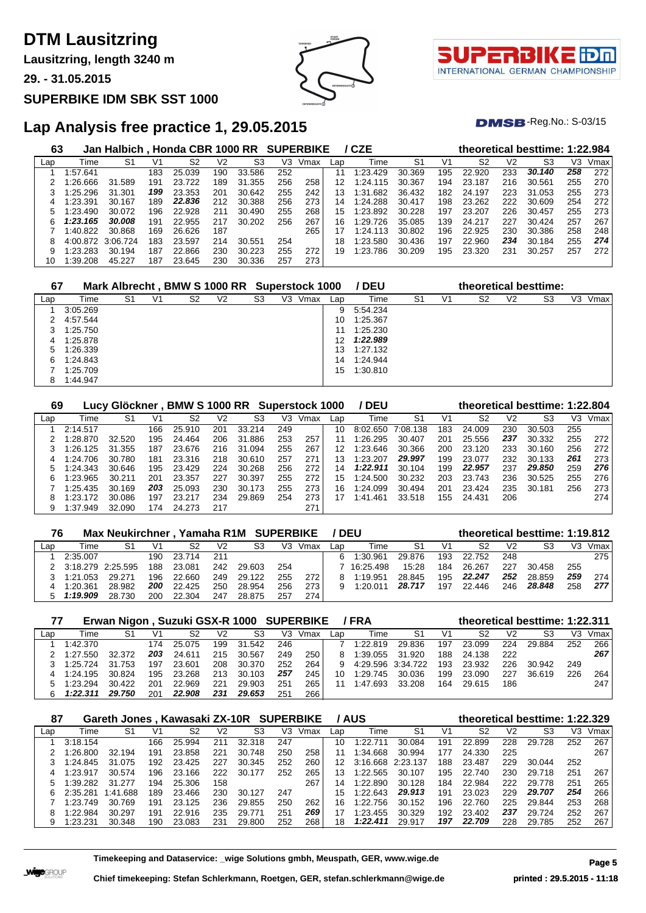# DTM Lausitzring

**Lausitzring, length 3240 m**

**29. - 31.05.2015**

**SUPERBIKE IDM SBK SST 1000**

## Lap Analysis free practice 1, 29.05.2015

DMSB-Reg.No.: S-03/15

### 63 Jan Halbich , Honda CBR 1000 RR SUPERBIKE / CZE — theoretical besttime: 1:22.984

| Lap | Time | S1 | V1 | S2 | V2 | S3 | V3 | Vmax | Lap | Time | S1 | V1 | S2 | V2 | S3 | V3 | Vmax |
|---|---|---|---|---|---|---|---|---|---|---|---|---|---|---|---|---|---|
| 1 | 1:57.641 | | 183 | 25.039 | 190 | 33.586 | 252 | | 11 | 1:23.429 | 30.369 | 195 | 22.920 | 233 | *30.140* | *258* | 272 |
| 2 | 1:26.666 | 31.589 | 191 | 23.722 | 189 | 31.355 | 256 | 258 | 12 | 1:24.115 | 30.367 | 194 | 23.187 | 216 | 30.561 | 255 | 270 |
| 3 | 1:25.296 | 31.301 | *199* | 23.353 | 201 | 30.642 | 255 | 242 | 13 | 1:31.682 | 36.432 | 182 | 24.197 | 223 | 31.053 | 255 | 273 |
| 4 | 1:23.391 | 30.167 | 189 | *22.836* | 212 | 30.388 | 256 | 273 | 14 | 1:24.288 | 30.417 | 198 | 23.262 | 222 | 30.609 | 254 | 272 |
| 5 | 1:23.490 | 30.072 | 196 | 22.928 | 211 | 30.490 | 255 | 268 | 15 | 1:23.892 | 30.228 | 197 | 23.207 | 226 | 30.457 | 255 | 273 |
| 6 | *1:23.165* | *30.008* | 191 | 22.955 | 217 | 30.202 | 256 | 267 | 16 | 1:29.726 | 35.085 | 139 | 24.217 | 227 | 30.424 | 257 | 267 |
| 7 | 1:40.822 | 30.868 | 169 | 26.626 | 187 | | | 265 | 17 | 1:24.113 | 30.802 | 196 | 22.925 | 230 | 30.386 | 258 | 248 |
| 8 | 4:00.872 | 3:06.724 | 183 | 23.597 | 214 | 30.551 | 254 | | 18 | 1:23.580 | 30.436 | 197 | 22.960 | *234* | 30.184 | 255 | *274* |
| 9 | 1:23.283 | 30.194 | 187 | 22.866 | 230 | 30.223 | 255 | 272 | 19 | 1:23.786 | 30.209 | 195 | 23.320 | 231 | 30.257 | 257 | 272 |
| 10 | 1:39.208 | 45.227 | 187 | 23.645 | 230 | 30.336 | 257 | 273 | | | | | | | | | |

### 67 Mark Albrecht , BMW S 1000 RR Superstock 1000 / DEU — theoretical besttime:

| Lap | Time | S1 | V1 | S2 | V2 | S3 | V3 | Vmax | Lap | Time | S1 | V1 | S2 | V2 | S3 | V3 | Vmax |
|---|---|---|---|---|---|---|---|---|---|---|---|---|---|---|---|---|---|
| 1 | 3:05.269 | | | | | | | | 9 | 5:54.234 | | | | | | | |
| 2 | 4:57.544 | | | | | | | | 10 | 1:25.367 | | | | | | | |
| 3 | 1:25.750 | | | | | | | | 11 | 1:25.230 | | | | | | | |
| 4 | 1:25.878 | | | | | | | | 12 | *1:22.989* | | | | | | | |
| 5 | 1:26.339 | | | | | | | | 13 | 1:27.132 | | | | | | | |
| 6 | 1:24.843 | | | | | | | | 14 | 1:24.944 | | | | | | | |
| 7 | 1:25.709 | | | | | | | | 15 | 1:30.810 | | | | | | | |
| 8 | 1:44.947 | | | | | | | | | | | | | | | | |

### 69 Lucy Glöckner , BMW S 1000 RR Superstock 1000 / DEU — theoretical besttime: 1:22.804

| Lap | Time | S1 | V1 | S2 | V2 | S3 | V3 | Vmax | Lap | Time | S1 | V1 | S2 | V2 | S3 | V3 | Vmax |
|---|---|---|---|---|---|---|---|---|---|---|---|---|---|---|---|---|---|
| 1 | 2:14.517 | | 166 | 25.910 | 201 | 33.214 | 249 | | 10 | 8:02.650 | 7:08.138 | 183 | 24.009 | 230 | 30.503 | 255 | |
| 2 | 1:28.870 | 32.520 | 195 | 24.464 | 206 | 31.886 | 253 | 257 | 11 | 1:26.295 | 30.407 | 201 | 25.556 | *237* | 30.332 | 255 | 272 |
| 3 | 1:26.125 | 31.355 | 187 | 23.676 | 216 | 31.094 | 255 | 267 | 12 | 1:23.646 | 30.366 | 200 | 23.120 | 233 | 30.160 | 256 | 272 |
| 4 | 1:24.706 | 30.780 | 181 | 23.316 | 218 | 30.610 | 257 | 271 | 13 | 1:23.207 | *29.997* | 199 | 23.077 | 232 | 30.133 | *261* | 273 |
| 5 | 1:24.343 | 30.646 | 195 | 23.429 | 224 | 30.268 | 256 | 272 | 14 | *1:22.911* | 30.104 | 199 | *22.957* | 237 | *29.850* | 259 | *276* |
| 6 | 1:23.965 | 30.211 | 201 | 23.357 | 227 | 30.397 | 255 | 272 | 15 | 1:23.580 | 30.232 | 203 | 23.743 | 236 | 30.525 | 255 | 276 |
| 7 | 1:25.435 | 30.169 | *203* | 25.093 | 230 | 30.173 | 255 | 273 | 16 | 1:24.099 | 30.494 | 201 | 23.424 | 235 | 30.181 | 256 | 273 |
| 8 | 1:23.172 | 30.086 | 197 | 23.217 | 234 | 29.869 | 254 | 273 | 17 | 1:41.461 | 33.518 | 155 | 24.431 | 206 | | | 274 |
| 9 | 1:37.949 | 32.090 | 174 | 24.273 | 217 | | | 271 | | | | | | | | | |

### 76 Max Neukirchner , Yamaha R1M SUPERBIKE / DEU — theoretical besttime: 1:19.812

| Lap | Time | S1 | V1 | S2 | V2 | S3 | V3 | Vmax | Lap | Time | S1 | V1 | S2 | V2 | S3 | V3 | Vmax |
|---|---|---|---|---|---|---|---|---|---|---|---|---|---|---|---|---|---|
| 1 | 2:35.007 | | 190 | 23.714 | 211 | | | | 6 | 1:30.961 | 29.876 | 193 | 22.752 | 248 | | | 275 |
| 2 | 3:18.279 | 2:25.595 | 188 | 23.081 | 242 | 29.603 | 254 | | 7 | 16:25.498 | 15:28 | 184 | 26.267 | 227 | 30.458 | 255 | |
| 3 | 1:21.053 | 29.271 | 196 | 22.660 | 249 | 29.122 | 255 | 272 | 8 | 1:19.951 | 28.845 | 195 | *22.247* | *252* | 28.859 | *259* | 274 |
| 4 | 1:20.361 | 28.982 | *200* | 22.425 | 250 | 28.954 | 256 | 273 | 9 | 1:20.011 | *28.717* | 197 | 22.446 | 246 | *28.848* | 258 | *277* |
| 5 | *1:19.909* | 28.730 | 200 | 22.304 | 247 | 28.875 | 257 | 274 | | | | | | | | | |

### 77 Erwan Nigon , Suzuki GSX-R 1000 SUPERBIKE / FRA — theoretical besttime: 1:22.311

| Lap | Time | S1 | V1 | S2 | V2 | S3 | V3 | Vmax | Lap | Time | S1 | V1 | S2 | V2 | S3 | V3 | Vmax |
|---|---|---|---|---|---|---|---|---|---|---|---|---|---|---|---|---|---|
| 1 | 1:42.370 | | 174 | 25.075 | 199 | 31.542 | 246 | | 7 | 1:22.819 | 29.836 | 197 | 23.099 | 224 | 29.884 | 252 | 266 |
| 2 | 1:27.550 | 32.372 | *203* | 24.611 | 215 | 30.567 | 249 | 250 | 8 | 1:39.055 | 31.920 | 188 | 24.138 | 222 | | | *267* |
| 3 | 1:25.724 | 31.753 | 197 | 23.601 | 208 | 30.370 | 252 | 264 | 9 | 4:29.596 | 3:34.722 | 193 | 23.932 | 226 | 30.942 | 249 | |
| 4 | 1:24.195 | 30.824 | 195 | 23.268 | 213 | 30.103 | *257* | 245 | 10 | 1:29.745 | 30.036 | 199 | 23.090 | 227 | 36.619 | 226 | 264 |
| 5 | 1:23.294 | 30.422 | 201 | 22.969 | 221 | 29.903 | 251 | 265 | 11 | 1:47.693 | 33.208 | 164 | 29.615 | 186 | | | 247 |
| 6 | *1:22.311* | *29.750* | 201 | *22.908* | *231* | *29.653* | 251 | 266 | | | | | | | | | |

### 87 Gareth Jones , Kawasaki ZX-10R SUPERBIKE / AUS — theoretical besttime: 1:22.329

| Lap | Time | S1 | V1 | S2 | V2 | S3 | V3 | Vmax | Lap | Time | S1 | V1 | S2 | V2 | S3 | V3 | Vmax |
|---|---|---|---|---|---|---|---|---|---|---|---|---|---|---|---|---|---|
| 1 | 3:18.154 | | 166 | 25.994 | 211 | 32.318 | 247 | | 10 | 1:22.711 | 30.084 | 191 | 22.899 | 228 | 29.728 | 252 | 267 |
| 2 | 1:26.800 | 32.194 | 191 | 23.858 | 221 | 30.748 | 250 | 258 | 11 | 1:34.668 | 30.994 | 177 | 24.330 | 225 | | | 267 |
| 3 | 1:24.845 | 31.075 | 192 | 23.425 | 227 | 30.345 | 252 | 260 | 12 | 3:16.668 | 2:23.137 | 188 | 23.487 | 229 | 30.044 | 252 | |
| 4 | 1:23.917 | 30.574 | 196 | 23.166 | 222 | 30.177 | 252 | 265 | 13 | 1:22.565 | 30.107 | 195 | 22.740 | 230 | 29.718 | 251 | 267 |
| 5 | 1:39.282 | 31.277 | 194 | 25.306 | 158 | | | 267 | 14 | 1:22.890 | 30.128 | 184 | 22.984 | 222 | 29.778 | 251 | 265 |
| 6 | 2:35.281 | 1:41.688 | 189 | 23.466 | 230 | 30.127 | 247 | | 15 | 1:22.643 | *29.913* | 191 | 23.023 | 229 | *29.707* | *254* | 266 |
| 7 | 1:23.749 | 30.769 | 191 | 23.125 | 236 | 29.855 | 250 | 262 | 16 | 1:22.756 | 30.152 | 196 | 22.760 | 225 | 29.844 | 253 | 268 |
| 8 | 1:22.984 | 30.297 | 191 | 22.916 | 235 | 29.771 | 251 | *269* | 17 | 1:23.455 | 30.329 | 192 | 23.402 | *237* | 29.724 | 252 | 267 |
| 9 | 1:23.231 | 30.348 | 190 | 23.083 | 231 | 29.800 | 252 | 268 | 18 | *1:22.411* | 29.917 | *197* | *22.709* | 228 | 29.785 | 252 | 267 |

**Timekeeping and Dataservice: _wige Solutions gmbh, Meuspath, GER, www.wige.de**

**Chief timekeeping: Stefan Schlermann, Roetgen, GER, stefan.schlermann@wige.de**

**printed : 29.5.2015 - 11:18**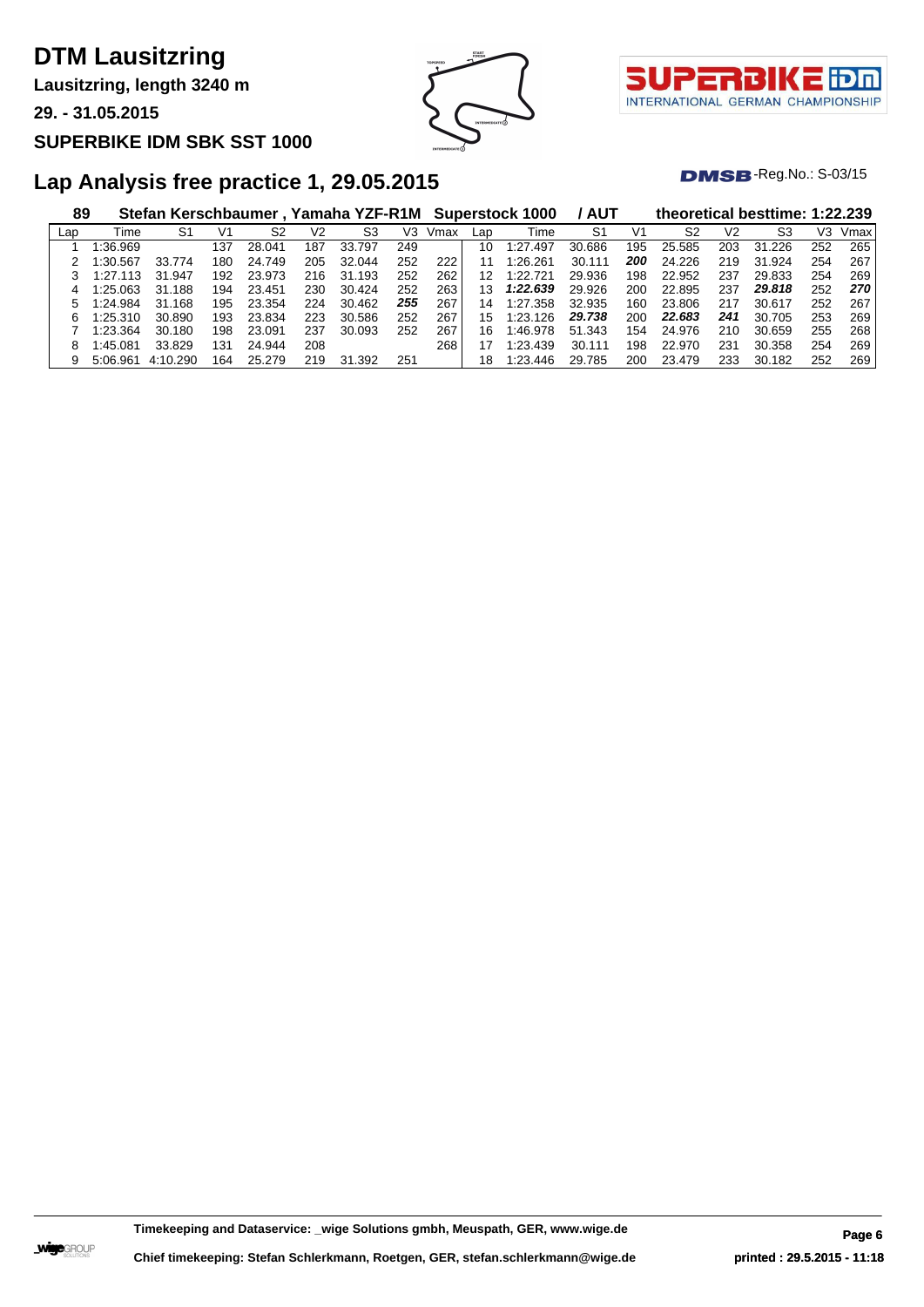# DTM Lausitzring

**Lausitzring, length 3240 m**

**29. - 31.05.2015**

**SUPERBIKE IDM SBK SST 1000**

## Lap Analysis free practice 1, 29.05.2015

DMSB-Reg.No.: S-03/15

**89 Stefan Kerschbaumer , Yamaha YZF-R1M Superstock 1000 / AUT theoretical besttime: 1:22.239**

| Lap | Time | S1 | V1 | S2 | V2 | S3 | V3 | Vmax | Lap | Time | S1 | V1 | S2 | V2 | S3 | V3 | Vmax |
|---|---|---|---|---|---|---|---|---|---|---|---|---|---|---|---|---|---|
| 1 | 1:36.969 | | 137 | 28.041 | 187 | 33.797 | 249 | | 10 | 1:27.497 | 30.686 | 195 | 25.585 | 203 | 31.226 | 252 | 265 |
| 2 | 1:30.567 | 33.774 | 180 | 24.749 | 205 | 32.044 | 252 | 222 | 11 | 1:26.261 | 30.111 | ***200*** | 24.226 | 219 | 31.924 | 254 | 267 |
| 3 | 1:27.113 | 31.947 | 192 | 23.973 | 216 | 31.193 | 252 | 262 | 12 | 1:22.721 | 29.936 | 198 | 22.952 | 237 | 29.833 | 254 | 269 |
| 4 | 1:25.063 | 31.188 | 194 | 23.451 | 230 | 30.424 | 252 | 263 | 13 | ***1:22.639*** | 29.926 | 200 | 22.895 | 237 | ***29.818*** | 252 | ***270*** |
| 5 | 1:24.984 | 31.168 | 195 | 23.354 | 224 | 30.462 | ***255*** | 267 | 14 | 1:27.358 | 32.935 | 160 | 23.806 | 217 | 30.617 | 252 | 267 |
| 6 | 1:25.310 | 30.890 | 193 | 23.834 | 223 | 30.586 | 252 | 267 | 15 | 1:23.126 | ***29.738*** | 200 | ***22.683*** | ***241*** | 30.705 | 253 | 269 |
| 7 | 1:23.364 | 30.180 | 198 | 23.091 | 237 | 30.093 | 252 | 267 | 16 | 1:46.978 | 51.343 | 154 | 24.976 | 210 | 30.659 | 255 | 268 |
| 8 | 1:45.081 | 33.829 | 131 | 24.944 | 208 | | | 268 | 17 | 1:23.439 | 30.111 | 198 | 22.970 | 231 | 30.358 | 254 | 269 |
| 9 | 5:06.961 | 4:10.290 | 164 | 25.279 | 219 | 31.392 | 251 | | 18 | 1:23.446 | 29.785 | 200 | 23.479 | 233 | 30.182 | 252 | 269 |

**Timekeeping and Dataservice: _wige Solutions gmbh, Meuspath, GER, www.wige.de**

**Chief timekeeping: Stefan Schlerkmann, Roetgen, GER, stefan.schlerkmann@wige.de**

**printed : 29.5.2015 - 11:18**